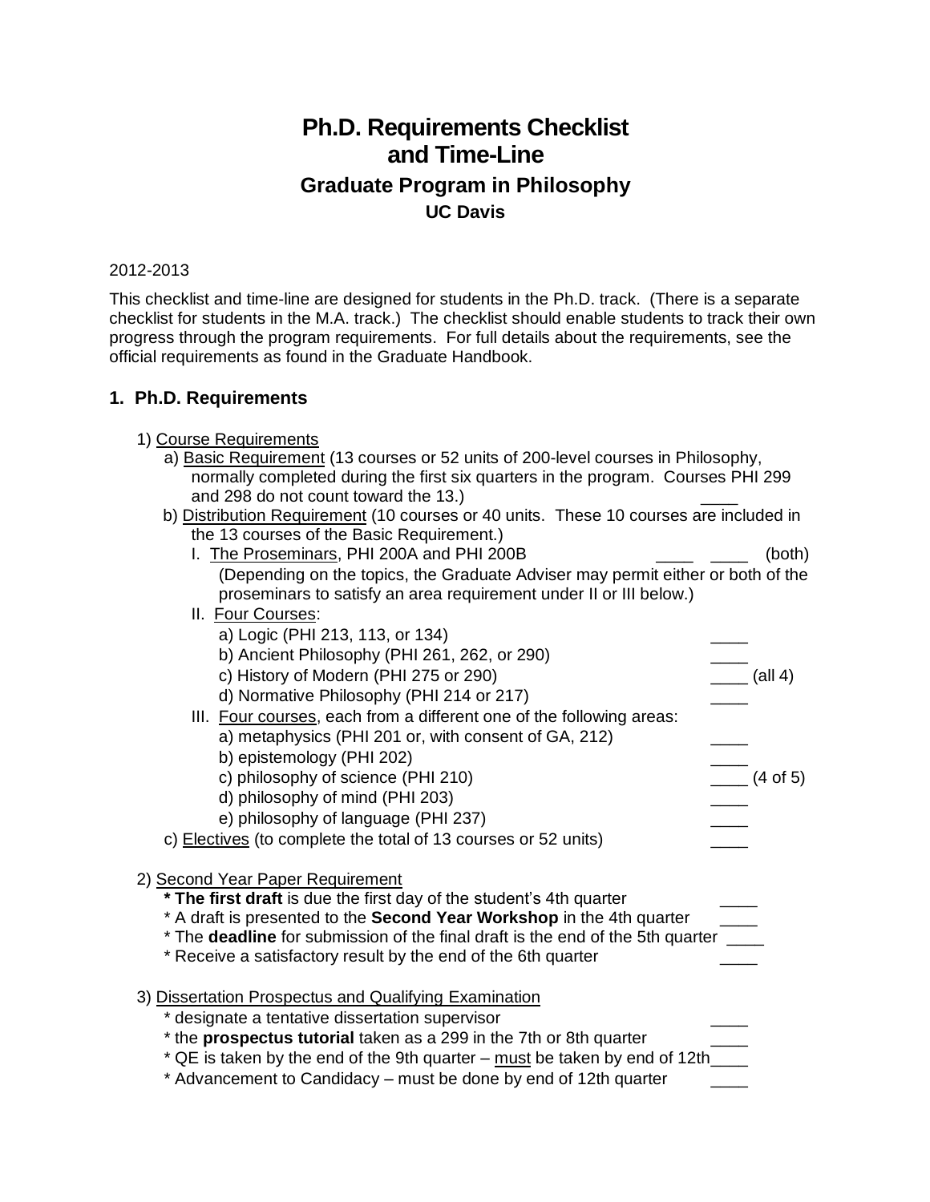# Ph.D. Requirements Checklist and Time-Line

## Graduate Program in Philosophy

### UC Davis

2012-2013

This checklist and time-line are designed for students in the Ph.D. track. (There is a separate checklist for students in the M.A. track.) The checklist should enable students to track their own progress through the program requirements. For full details about the requirements, see the official requirements as found in the Graduate Handbook.

## 1. Ph.D. Requirements

1) Course Requirements
   - a) Basic Requirement (13 courses or 52 units of 200-level courses in Philosophy, normally completed during the first six quarters in the program. Courses PHI 299 and 298 do not count toward the 13.) ____
   - b) Distribution Requirement (10 courses or 40 units. These 10 courses are included in the 13 courses of the Basic Requirement.)
     - I. The Proseminars, PHI 200A and PHI 200B ____ ____ (both)
       (Depending on the topics, the Graduate Adviser may permit either or both of the proseminars to satisfy an area requirement under II or III below.)
     - II. Four Courses: (all 4)
       - a) Logic (PHI 213, 113, or 134) ____
       - b) Ancient Philosophy (PHI 261, 262, or 290) ____
       - c) History of Modern (PHI 275 or 290) ____
       - d) Normative Philosophy (PHI 214 or 217) ____
     - III. Four courses, each from a different one of the following areas: (4 of 5)
       - a) metaphysics (PHI 201 or, with consent of GA, 212) ____
       - b) epistemology (PHI 202) ____
       - c) philosophy of science (PHI 210) ____
       - d) philosophy of mind (PHI 203) ____
       - e) philosophy of language (PHI 237) ____
   - c) Electives (to complete the total of 13 courses or 52 units) ____

2) Second Year Paper Requirement
   - * **The first draft** is due the first day of the student's 4th quarter ____
   - * A draft is presented to the **Second Year Workshop** in the 4th quarter ____
   - * The **deadline** for submission of the final draft is the end of the 5th quarter ____
   - * Receive a satisfactory result by the end of the 6th quarter ____

3) Dissertation Prospectus and Qualifying Examination
   - * designate a tentative dissertation supervisor ____
   - * the **prospectus tutorial** taken as a 299 in the 7th or 8th quarter ____
   - * QE is taken by the end of the 9th quarter – must be taken by end of 12th ____
   - * Advancement to Candidacy – must be done by end of 12th quarter ____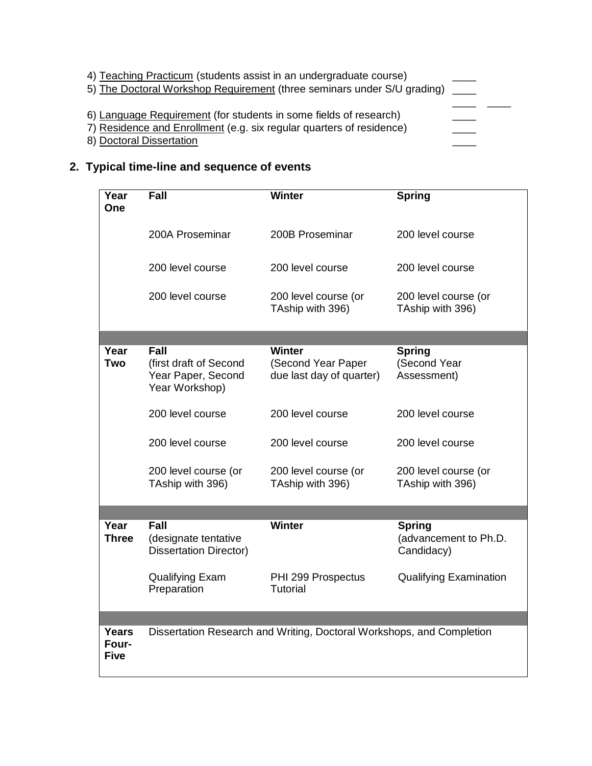4) Teaching Practicum (students assist in an undergraduate course) ____
5) The Doctoral Workshop Requirement (three seminars under S/U grading) ____

____ ____

6) Language Requirement (for students in some fields of research) ____
7) Residence and Enrollment (e.g. six regular quarters of residence) ____
8) Doctoral Dissertation ____

## 2. Typical time-line and sequence of events

| | | | |
|---|---|---|---|
| **Year One** | **Fall** | **Winter** | **Spring** |
| | 200A Proseminar | 200B Proseminar | 200 level course |
| | 200 level course | 200 level course | 200 level course |
| | 200 level course | 200 level course (or TAship with 396) | 200 level course (or TAship with 396) |
| **Year Two** | **Fall** (first draft of Second Year Paper, Second Year Workshop) | **Winter** (Second Year Paper due last day of quarter) | **Spring** (Second Year Assessment) |
| | 200 level course | 200 level course | 200 level course |
| | 200 level course | 200 level course | 200 level course |
| | 200 level course (or TAship with 396) | 200 level course (or TAship with 396) | 200 level course (or TAship with 396) |
| **Year Three** | **Fall** (designate tentative Dissertation Director) | **Winter** | **Spring** (advancement to Ph.D. Candidacy) |
| | Qualifying Exam Preparation | PHI 299 Prospectus Tutorial | Qualifying Examination |
| **Years Four-Five** | Dissertation Research and Writing, Doctoral Workshops, and Completion | | |